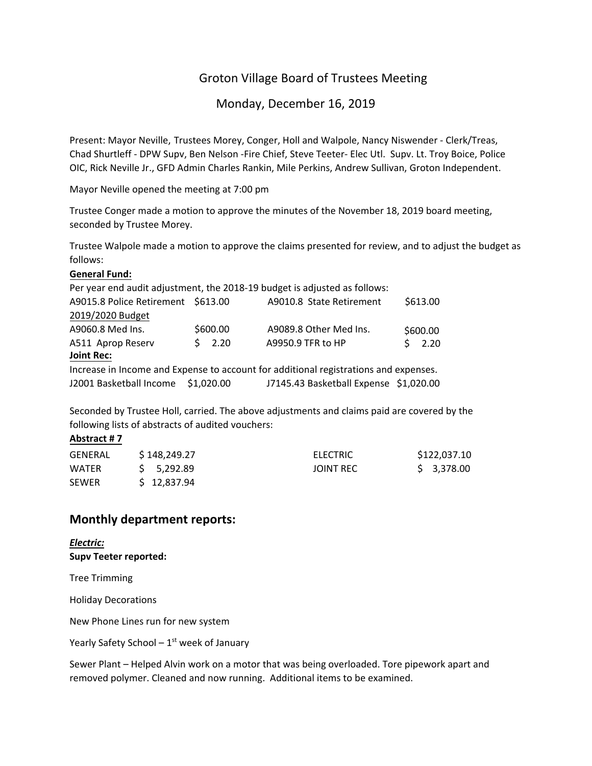# Groton Village Board of Trustees Meeting

## Monday, December 16, 2019

Present: Mayor Neville, Trustees Morey, Conger, Holl and Walpole, Nancy Niswender - Clerk/Treas, Chad Shurtleff - DPW Supv, Ben Nelson -Fire Chief, Steve Teeter- Elec Utl. Supv. Lt. Troy Boice, Police OIC, Rick Neville Jr., GFD Admin Charles Rankin, Mile Perkins, Andrew Sullivan, Groton Independent.

Mayor Neville opened the meeting at 7:00 pm

Trustee Conger made a motion to approve the minutes of the November 18, 2019 board meeting, seconded by Trustee Morey.

Trustee Walpole made a motion to approve the claims presented for review, and to adjust the budget as follows:

**General Fund:**

Per year end audit adjustment, the 2018-19 budget is adjusted as follows:

| | | | |
|---|---|---|---|
| A9015.8 Police Retirement | $613.00 | A9010.8 State Retirement | $613.00 |
| 2019/2020 Budget | | | |
| A9060.8 Med Ins. | $600.00 | A9089.8 Other Med Ins. | $600.00 |
| A511 Aprop Reserv | $ 2.20 | A9950.9 TFR to HP | $ 2.20 |

**Joint Rec:**

Increase in Income and Expense to account for additional registrations and expenses.

| | | | |
|---|---|---|---|
| J2001 Basketball Income | $1,020.00 | J7145.43 Basketball Expense | $1,020.00 |

Seconded by Trustee Holl, carried. The above adjustments and claims paid are covered by the following lists of abstracts of audited vouchers:

**Abstract # 7**

| | | | |
|---|---|---|---|
| GENERAL | $ 148,249.27 | ELECTRIC | $122,037.10 |
| WATER | $ 5,292.89 | JOINT REC | $ 3,378.00 |
| SEWER | $ 12,837.94 | | |

## Monthly department reports:

***Electric:***

**Supv Teeter reported:**

Tree Trimming

Holiday Decorations

New Phone Lines run for new system

Yearly Safety School – 1st week of January

Sewer Plant – Helped Alvin work on a motor that was being overloaded. Tore pipework apart and removed polymer. Cleaned and now running. Additional items to be examined.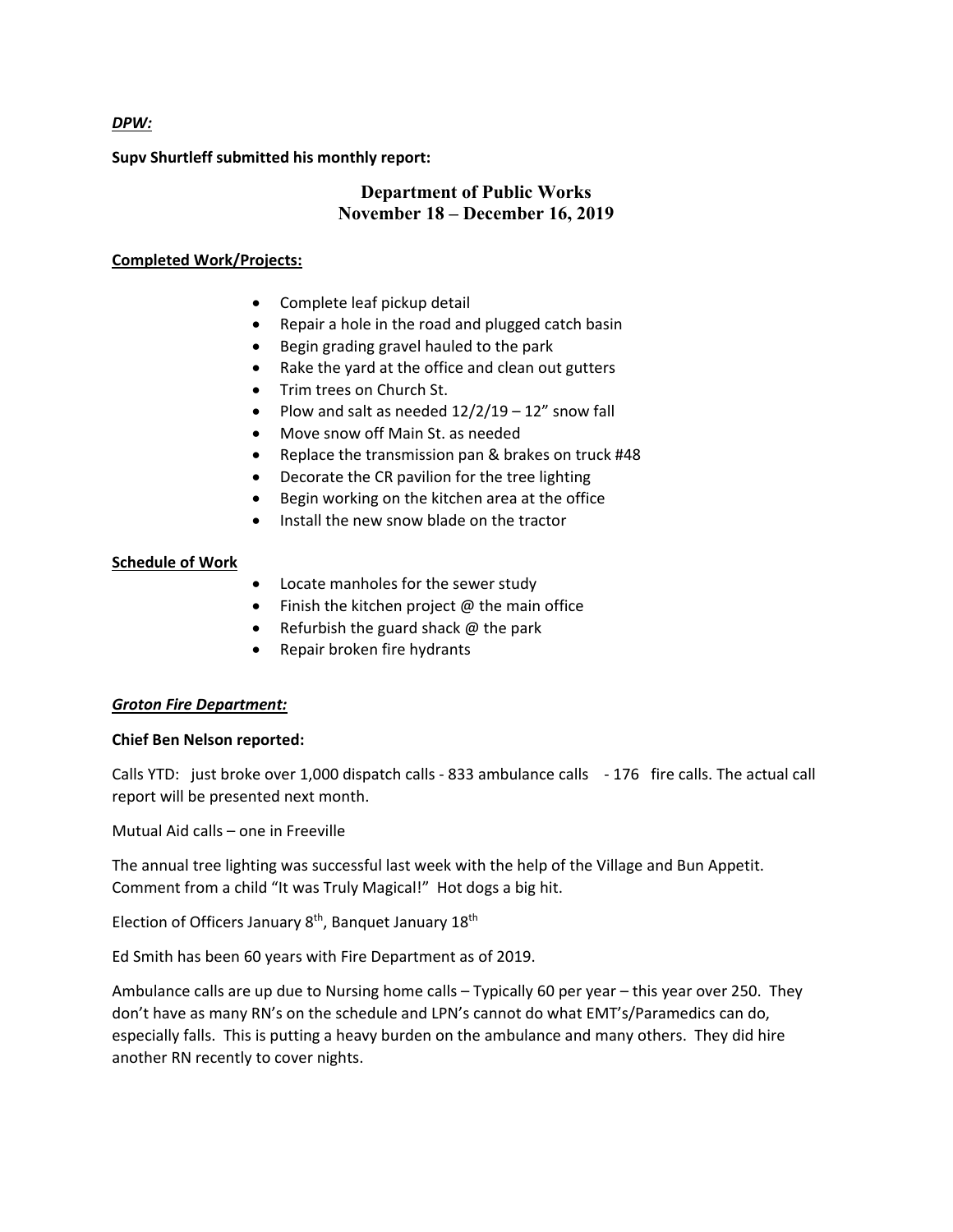***DPW:***

**Supv Shurtleff submitted his monthly report:**

## Department of Public Works
## November 18 – December 16, 2019

**Completed Work/Projects:**

- Complete leaf pickup detail
- Repair a hole in the road and plugged catch basin
- Begin grading gravel hauled to the park
- Rake the yard at the office and clean out gutters
- Trim trees on Church St.
- Plow and salt as needed 12/2/19 – 12" snow fall
- Move snow off Main St. as needed
- Replace the transmission pan & brakes on truck #48
- Decorate the CR pavilion for the tree lighting
- Begin working on the kitchen area at the office
- Install the new snow blade on the tractor

**Schedule of Work**

- Locate manholes for the sewer study
- Finish the kitchen project @ the main office
- Refurbish the guard shack @ the park
- Repair broken fire hydrants

***Groton Fire Department:***

**Chief Ben Nelson reported:**

Calls YTD: just broke over 1,000 dispatch calls - 833 ambulance calls - 176 fire calls. The actual call report will be presented next month.

Mutual Aid calls – one in Freeville

The annual tree lighting was successful last week with the help of the Village and Bun Appetit. Comment from a child "It was Truly Magical!" Hot dogs a big hit.

Election of Officers January 8th, Banquet January 18th

Ed Smith has been 60 years with Fire Department as of 2019.

Ambulance calls are up due to Nursing home calls – Typically 60 per year – this year over 250. They don't have as many RN's on the schedule and LPN's cannot do what EMT's/Paramedics can do, especially falls. This is putting a heavy burden on the ambulance and many others. They did hire another RN recently to cover nights.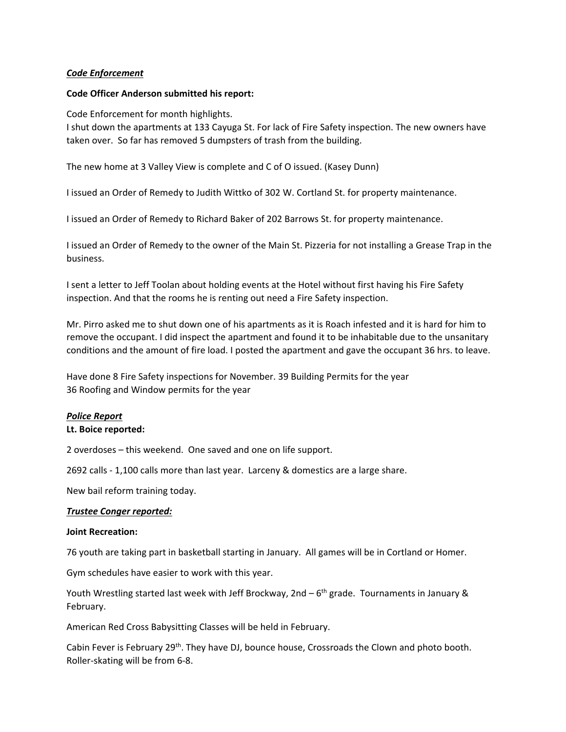***Code Enforcement***

**Code Officer Anderson submitted his report:**

Code Enforcement for month highlights.
I shut down the apartments at 133 Cayuga St. For lack of Fire Safety inspection. The new owners have taken over. So far has removed 5 dumpsters of trash from the building.

The new home at 3 Valley View is complete and C of O issued. (Kasey Dunn)

I issued an Order of Remedy to Judith Wittko of 302 W. Cortland St. for property maintenance.

I issued an Order of Remedy to Richard Baker of 202 Barrows St. for property maintenance.

I issued an Order of Remedy to the owner of the Main St. Pizzeria for not installing a Grease Trap in the business.

I sent a letter to Jeff Toolan about holding events at the Hotel without first having his Fire Safety inspection. And that the rooms he is renting out need a Fire Safety inspection.

Mr. Pirro asked me to shut down one of his apartments as it is Roach infested and it is hard for him to remove the occupant. I did inspect the apartment and found it to be inhabitable due to the unsanitary conditions and the amount of fire load. I posted the apartment and gave the occupant 36 hrs. to leave.

Have done 8 Fire Safety inspections for November. 39 Building Permits for the year
36 Roofing and Window permits for the year

***Police Report***

**Lt. Boice reported:**

2 overdoses – this weekend. One saved and one on life support.

2692 calls - 1,100 calls more than last year. Larceny & domestics are a large share.

New bail reform training today.

***Trustee Conger reported:***

**Joint Recreation:**

76 youth are taking part in basketball starting in January. All games will be in Cortland or Homer.

Gym schedules have easier to work with this year.

Youth Wrestling started last week with Jeff Brockway, 2nd – 6th grade. Tournaments in January & February.

American Red Cross Babysitting Classes will be held in February.

Cabin Fever is February 29th. They have DJ, bounce house, Crossroads the Clown and photo booth. Roller-skating will be from 6-8.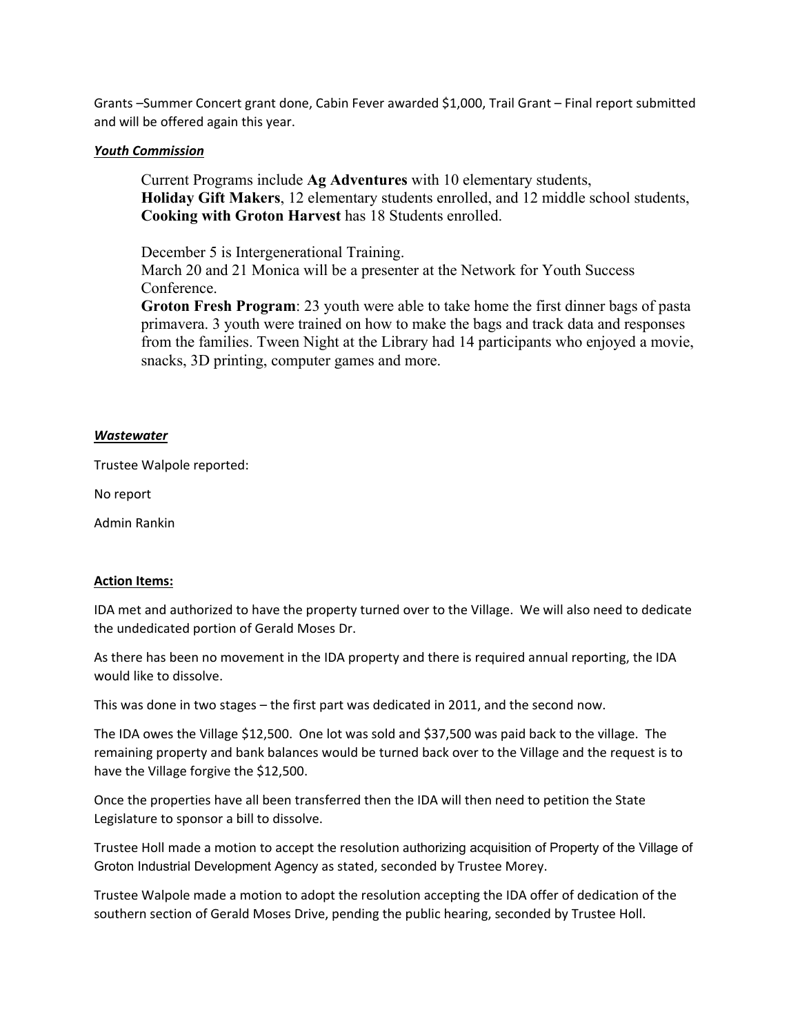Grants –Summer Concert grant done, Cabin Fever awarded $1,000, Trail Grant – Final report submitted and will be offered again this year.

***Youth Commission***

Current Programs include **Ag Adventures** with 10 elementary students, **Holiday Gift Makers**, 12 elementary students enrolled, and 12 middle school students, **Cooking with Groton Harvest** has 18 Students enrolled.

December 5 is Intergenerational Training.
March 20 and 21 Monica will be a presenter at the Network for Youth Success Conference.
**Groton Fresh Program**: 23 youth were able to take home the first dinner bags of pasta primavera. 3 youth were trained on how to make the bags and track data and responses from the families. Tween Night at the Library had 14 participants who enjoyed a movie, snacks, 3D printing, computer games and more.

***Wastewater***

Trustee Walpole reported:

No report

Admin Rankin

**Action Items:**

IDA met and authorized to have the property turned over to the Village. We will also need to dedicate the undedicated portion of Gerald Moses Dr.

As there has been no movement in the IDA property and there is required annual reporting, the IDA would like to dissolve.

This was done in two stages – the first part was dedicated in 2011, and the second now.

The IDA owes the Village $12,500. One lot was sold and $37,500 was paid back to the village. The remaining property and bank balances would be turned back over to the Village and the request is to have the Village forgive the $12,500.

Once the properties have all been transferred then the IDA will then need to petition the State Legislature to sponsor a bill to dissolve.

Trustee Holl made a motion to accept the resolution authorizing acquisition of Property of the Village of Groton Industrial Development Agency as stated, seconded by Trustee Morey.

Trustee Walpole made a motion to adopt the resolution accepting the IDA offer of dedication of the southern section of Gerald Moses Drive, pending the public hearing, seconded by Trustee Holl.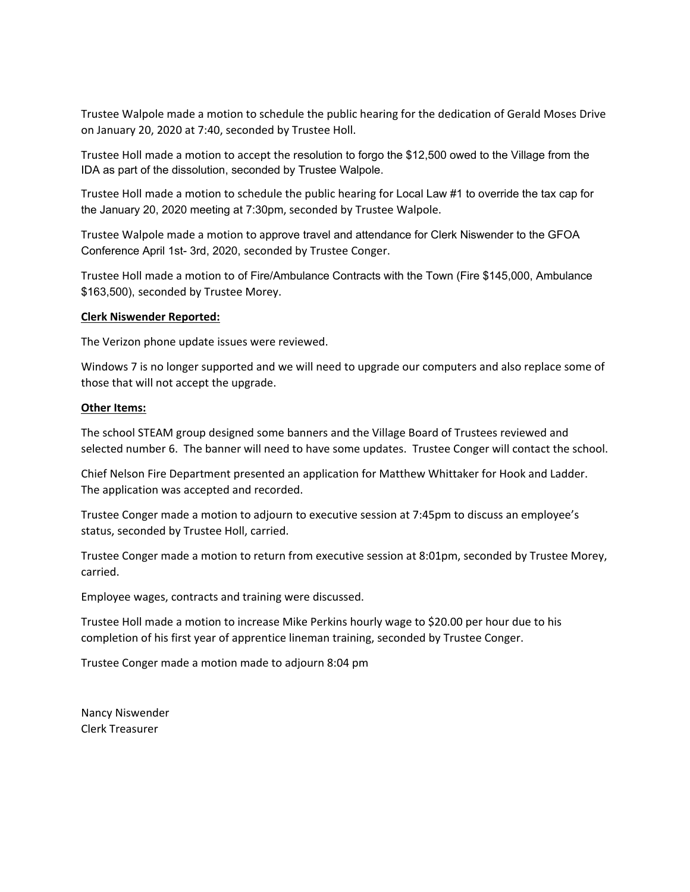Trustee Walpole made a motion to schedule the public hearing for the dedication of Gerald Moses Drive on January 20, 2020 at 7:40, seconded by Trustee Holl.

Trustee Holl made a motion to accept the resolution to forgo the $12,500 owed to the Village from the IDA as part of the dissolution, seconded by Trustee Walpole.

Trustee Holl made a motion to schedule the public hearing for Local Law #1 to override the tax cap for the January 20, 2020 meeting at 7:30pm, seconded by Trustee Walpole.

Trustee Walpole made a motion to approve travel and attendance for Clerk Niswender to the GFOA Conference April 1st- 3rd, 2020, seconded by Trustee Conger.

Trustee Holl made a motion to of Fire/Ambulance Contracts with the Town (Fire $145,000, Ambulance $163,500), seconded by Trustee Morey.

**Clerk Niswender Reported:**

The Verizon phone update issues were reviewed.

Windows 7 is no longer supported and we will need to upgrade our computers and also replace some of those that will not accept the upgrade.

**Other Items:**

The school STEAM group designed some banners and the Village Board of Trustees reviewed and selected number 6. The banner will need to have some updates. Trustee Conger will contact the school.

Chief Nelson Fire Department presented an application for Matthew Whittaker for Hook and Ladder. The application was accepted and recorded.

Trustee Conger made a motion to adjourn to executive session at 7:45pm to discuss an employee's status, seconded by Trustee Holl, carried.

Trustee Conger made a motion to return from executive session at 8:01pm, seconded by Trustee Morey, carried.

Employee wages, contracts and training were discussed.

Trustee Holl made a motion to increase Mike Perkins hourly wage to $20.00 per hour due to his completion of his first year of apprentice lineman training, seconded by Trustee Conger.

Trustee Conger made a motion made to adjourn 8:04 pm

Nancy Niswender
Clerk Treasurer